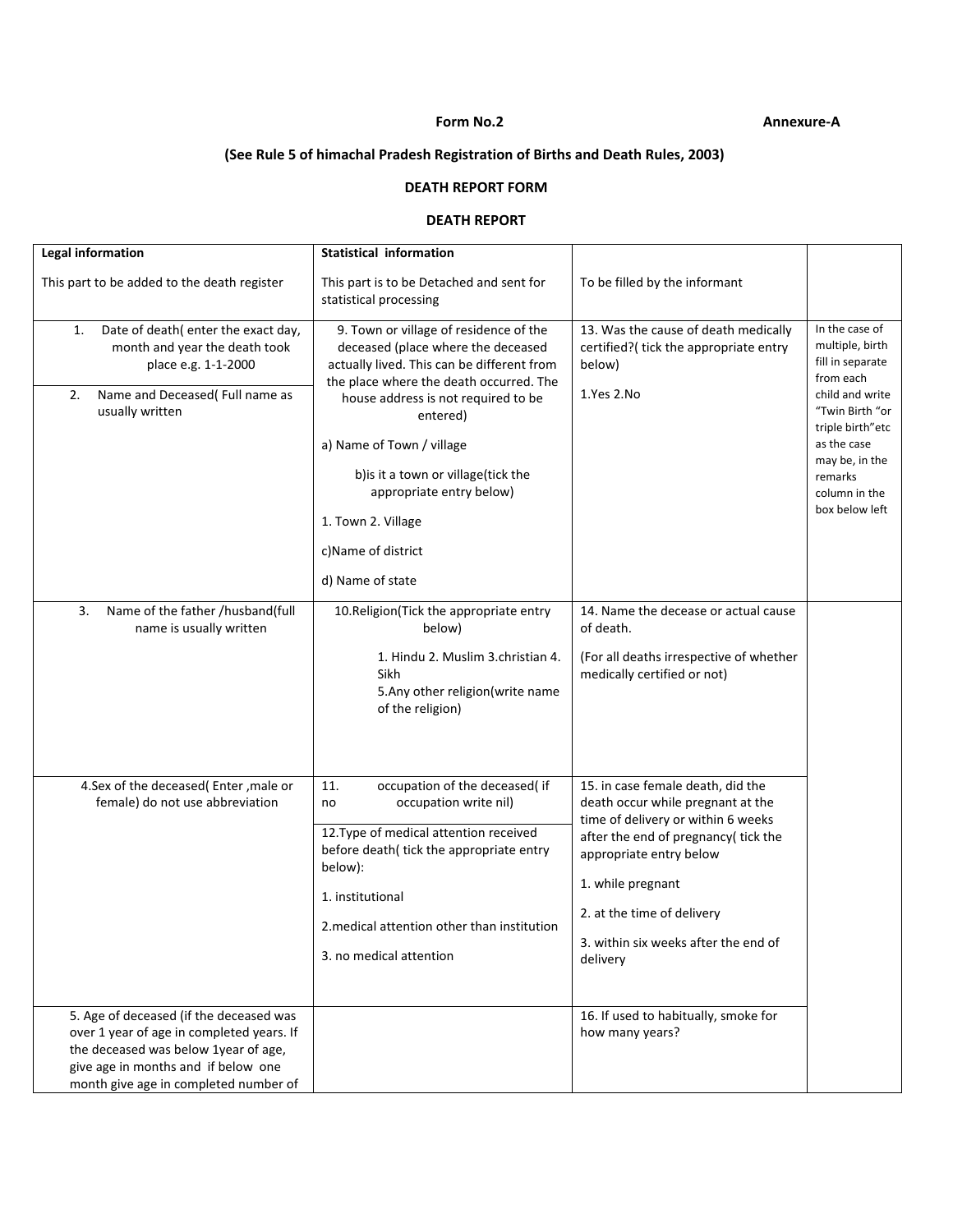**Form No.2** **Annexure-A**

**(See Rule 5 of himachal Pradesh Registration of Births and Death Rules, 2003)**

**DEATH REPORT FORM**

**DEATH REPORT**

| **Legal information**<br><br>This part to be added to the death register | **Statistical information**<br><br>This part is to be Detached and sent for statistical processing | To be filled by the informant | |
|---|---|---|---|
| 1. Date of death( enter the exact day, month and year the death took place e.g. 1-1-2000<br><br>2. Name and Deceased( Full name as usually written | 9. Town or village of residence of the deceased (place where the deceased actually lived. This can be different from the place where the death occurred. The house address is not required to be entered)<br><br>a) Name of Town / village<br><br>b)is it a town or village(tick the appropriate entry below)<br><br>1. Town 2. Village<br><br>c)Name of district<br><br>d) Name of state | 13. Was the cause of death medically certified?( tick the appropriate entry below)<br><br>1.Yes 2.No | In the case of multiple, birth fill in separate from each child and write "Twin Birth "or triple birth"etc as the case may be, in the remarks column in the box below left |
| 3. Name of the father /husband(full name is usually written | 10.Religion(Tick the appropriate entry below)<br><br>1. Hindu 2. Muslim 3.christian 4. Sikh<br>5.Any other religion(write name of the religion) | 14. Name the decease or actual cause of death.<br><br>(For all deaths irrespective of whether medically certified or not) | |
| 4.Sex of the deceased( Enter ,male or female) do not use abbreviation | 11. occupation of the deceased( if no occupation write nil)<br><br>12.Type of medical attention received before death( tick the appropriate entry below):<br><br>1. institutional<br><br>2.medical attention other than institution<br><br>3. no medical attention | 15. in case female death, did the death occur while pregnant at the time of delivery or within 6 weeks after the end of pregnancy( tick the appropriate entry below<br><br>1. while pregnant<br><br>2. at the time of delivery<br><br>3. within six weeks after the end of delivery | |
| 5. Age of deceased (if the deceased was over 1 year of age in completed years. If the deceased was below 1year of age, give age in months and if below one month give age in completed number of | | 16. If used to habitually, smoke for how many years? | |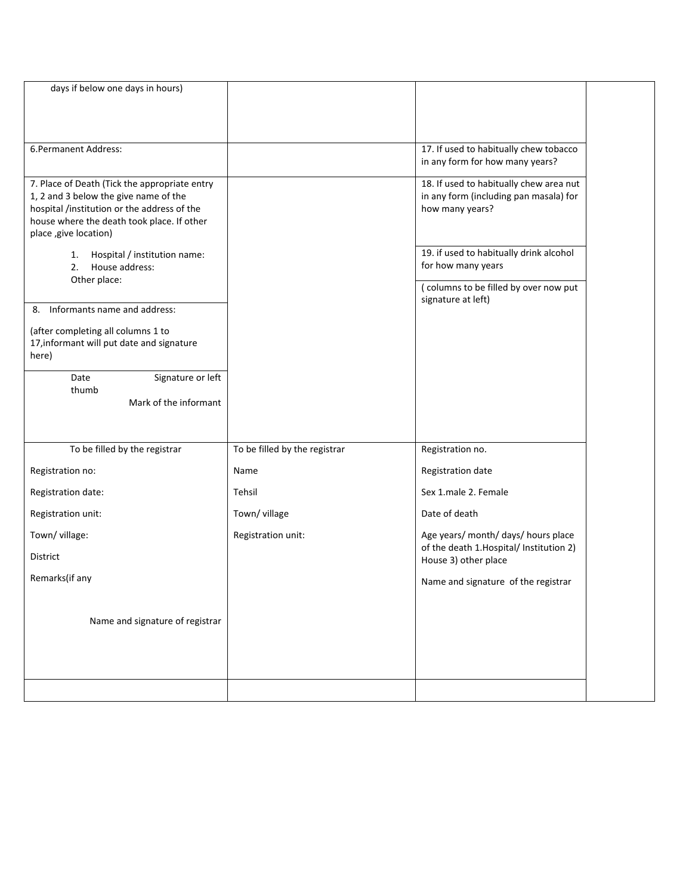| | | | |
|---|---|---|---|
| days if below one days in hours) | | | |
| 6.Permanent Address: | | 17. If used to habitually chew tobacco in any form for how many years? | |
| 7. Place of Death (Tick the appropriate entry 1, 2 and 3 below the give name of the hospital /institution or the address of the house where the death took place. If other place ,give location)<br><br>1. Hospital / institution name:<br>2. House address:<br>Other place: | | 18. If used to habitually chew area nut in any form (including pan masala) for how many years? | |
| | | 19. if used to habitually drink alcohol for how many years | |
| 8. Informants name and address:<br><br>(after completing all columns 1 to 17,informant will put date and signature here) | | ( columns to be filled by over now put signature at left) | |
| Date Signature or left thumb<br>Mark of the informant | | | |
| To be filled by the registrar<br><br>Registration no:<br><br>Registration date:<br><br>Registration unit:<br><br>Town/ village:<br><br>District<br><br>Remarks(if any<br><br>Name and signature of registrar | To be filled by the registrar<br><br>Name<br><br>Tehsil<br><br>Town/ village<br><br>Registration unit: | Registration no.<br><br>Registration date<br><br>Sex 1.male 2. Female<br><br>Date of death<br><br>Age years/ month/ days/ hours place of the death 1.Hospital/ Institution 2) House 3) other place<br><br>Name and signature of the registrar | |
| | | | |